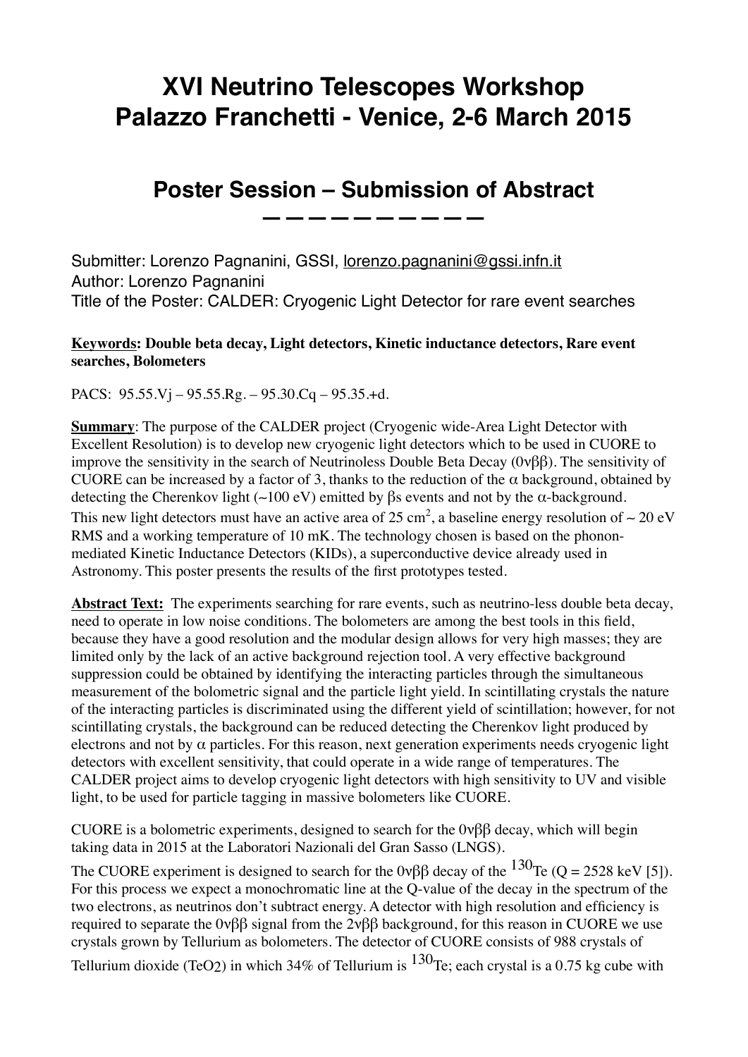# XVI Neutrino Telescopes Workshop
# Palazzo Franchetti - Venice, 2-6 March 2015

## Poster Session – Submission of Abstract

Submitter: Lorenzo Pagnanini, GSSI, lorenzo.pagnanini@gssi.infn.it
Author: Lorenzo Pagnanini
Title of the Poster: CALDER: Cryogenic Light Detector for rare event searches

**Keywords: Double beta decay, Light detectors, Kinetic inductance detectors, Rare event searches, Bolometers**

PACS: 95.55.Vj – 95.55.Rg. – 95.30.Cq – 95.35.+d.

**Summary**: The purpose of the CALDER project (Cryogenic wide-Area Light Detector with Excellent Resolution) is to develop new cryogenic light detectors which to be used in CUORE to improve the sensitivity in the search of Neutrinoless Double Beta Decay ($0\nu\beta\beta$). The sensitivity of CUORE can be increased by a factor of 3, thanks to the reduction of the $\alpha$ background, obtained by detecting the Cherenkov light (~100 eV) emitted by $\beta$s events and not by the $\alpha$-background. This new light detectors must have an active area of 25 cm$^2$, a baseline energy resolution of ~ 20 eV RMS and a working temperature of 10 mK. The technology chosen is based on the phonon-mediated Kinetic Inductance Detectors (KIDs), a superconductive device already used in Astronomy. This poster presents the results of the first prototypes tested.

**Abstract Text:** The experiments searching for rare events, such as neutrino-less double beta decay, need to operate in low noise conditions. The bolometers are among the best tools in this field, because they have a good resolution and the modular design allows for very high masses; they are limited only by the lack of an active background rejection tool. A very effective background suppression could be obtained by identifying the interacting particles through the simultaneous measurement of the bolometric signal and the particle light yield. In scintillating crystals the nature of the interacting particles is discriminated using the different yield of scintillation; however, for not scintillating crystals, the background can be reduced detecting the Cherenkov light produced by electrons and not by $\alpha$ particles. For this reason, next generation experiments needs cryogenic light detectors with excellent sensitivity, that could operate in a wide range of temperatures. The CALDER project aims to develop cryogenic light detectors with high sensitivity to UV and visible light, to be used for particle tagging in massive bolometers like CUORE.

CUORE is a bolometric experiments, designed to search for the $0\nu\beta\beta$ decay, which will begin taking data in 2015 at the Laboratori Nazionali del Gran Sasso (LNGS).

The CUORE experiment is designed to search for the $0\nu\beta\beta$ decay of the $^{130}$Te (Q = 2528 keV [5]). For this process we expect a monochromatic line at the Q-value of the decay in the spectrum of the two electrons, as neutrinos don't subtract energy. A detector with high resolution and efficiency is required to separate the $0\nu\beta\beta$ signal from the $2\nu\beta\beta$ background, for this reason in CUORE we use crystals grown by Tellurium as bolometers. The detector of CUORE consists of 988 crystals of Tellurium dioxide ($TeO_2$) in which 34% of Tellurium is $^{130}$Te; each crystal is a 0.75 kg cube with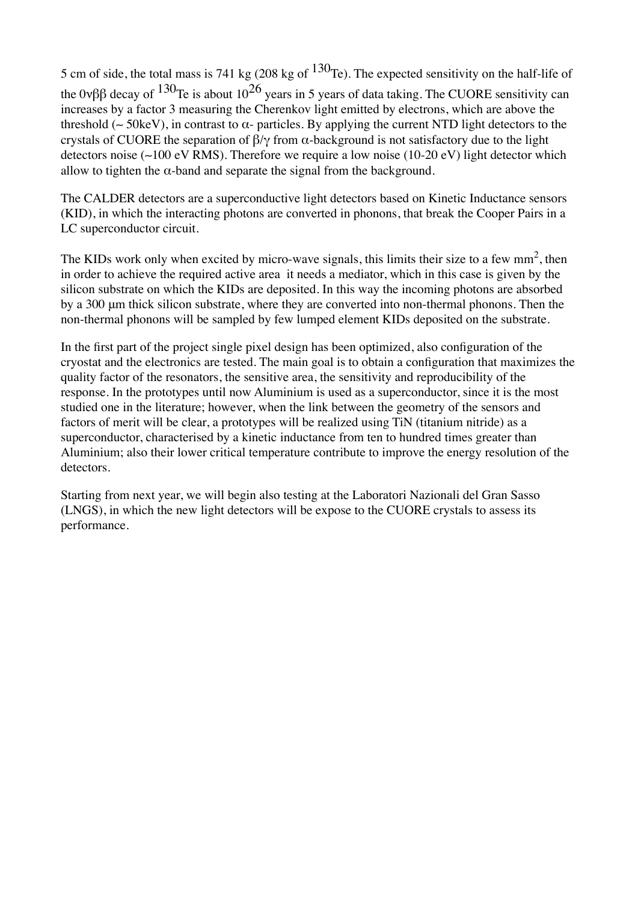5 cm of side, the total mass is 741 kg (208 kg of $^{130}$Te). The expected sensitivity on the half-life of the $0\nu\beta\beta$ decay of $^{130}$Te is about $10^{26}$ years in 5 years of data taking. The CUORE sensitivity can increases by a factor 3 measuring the Cherenkov light emitted by electrons, which are above the threshold (~ 50keV), in contrast to $\alpha$- particles. By applying the current NTD light detectors to the crystals of CUORE the separation of $\beta/\gamma$ from $\alpha$-background is not satisfactory due to the light detectors noise (~100 eV RMS). Therefore we require a low noise (10-20 eV) light detector which allow to tighten the $\alpha$-band and separate the signal from the background.

The CALDER detectors are a superconductive light detectors based on Kinetic Inductance sensors (KID), in which the interacting photons are converted in phonons, that break the Cooper Pairs in a LC superconductor circuit.

The KIDs work only when excited by micro-wave signals, this limits their size to a few mm$^2$, then in order to achieve the required active area it needs a mediator, which in this case is given by the silicon substrate on which the KIDs are deposited. In this way the incoming photons are absorbed by a 300 μm thick silicon substrate, where they are converted into non-thermal phonons. Then the non-thermal phonons will be sampled by few lumped element KIDs deposited on the substrate.

In the first part of the project single pixel design has been optimized, also configuration of the cryostat and the electronics are tested. The main goal is to obtain a configuration that maximizes the quality factor of the resonators, the sensitive area, the sensitivity and reproducibility of the response. In the prototypes until now Aluminium is used as a superconductor, since it is the most studied one in the literature; however, when the link between the geometry of the sensors and factors of merit will be clear, a prototypes will be realized using TiN (titanium nitride) as a superconductor, characterised by a kinetic inductance from ten to hundred times greater than Aluminium; also their lower critical temperature contribute to improve the energy resolution of the detectors.

Starting from next year, we will begin also testing at the Laboratori Nazionali del Gran Sasso (LNGS), in which the new light detectors will be expose to the CUORE crystals to assess its performance.